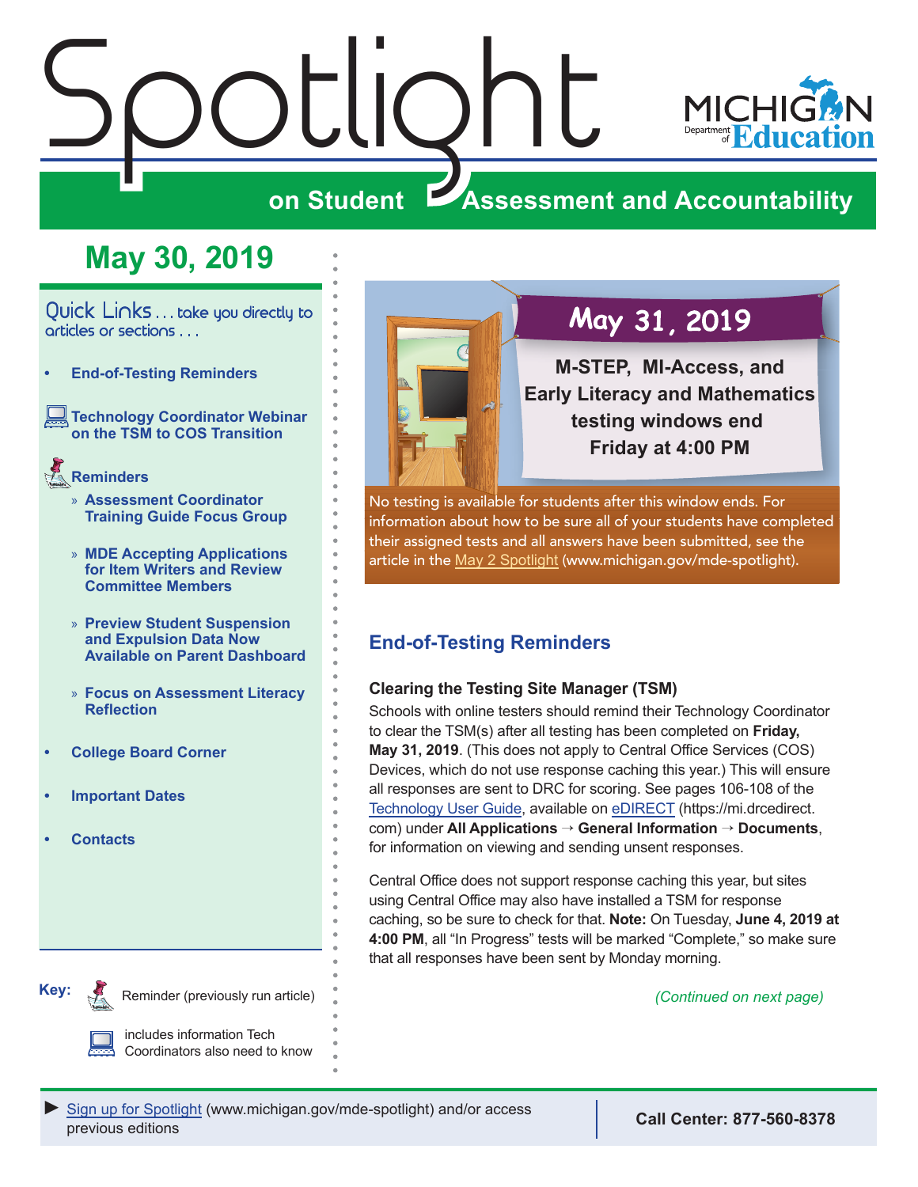# Spotlight on Student Assessment and Accountability

MICHIGAN Department of Education

## May 30, 2019

**Quick Links** . . . take you directly to articles or sections . . .

- **End-of-Testing Reminders**
- **Technology Coordinator Webinar on the TSM to COS Transition**
- **Reminders**
  - » **Assessment Coordinator Training Guide Focus Group**
  - » **MDE Accepting Applications for Item Writers and Review Committee Members**
  - » **Preview Student Suspension and Expulsion Data Now Available on Parent Dashboard**
  - » **Focus on Assessment Literacy Reflection**
- **College Board Corner**
- **Important Dates**
- **Contacts**

**Key:** Reminder (previously run article)

includes information Tech Coordinators also need to know

## May 31, 2019

**M-STEP, MI-Access, and Early Literacy and Mathematics testing windows end Friday at 4:00 PM**

No testing is available for students after this window ends. For information about how to be sure all of your students have completed their assigned tests and all answers have been submitted, see the article in the May 2 Spotlight (www.michigan.gov/mde-spotlight).

## End-of-Testing Reminders

### Clearing the Testing Site Manager (TSM)

Schools with online testers should remind their Technology Coordinator to clear the TSM(s) after all testing has been completed on **Friday, May 31, 2019**. (This does not apply to Central Office Services (COS) Devices, which do not use response caching this year.) This will ensure all responses are sent to DRC for scoring. See pages 106-108 of the Technology User Guide, available on eDIRECT (https://mi.drcedirect.com) under **All Applications → General Information → Documents**, for information on viewing and sending unsent responses.

Central Office does not support response caching this year, but sites using Central Office may also have installed a TSM for response caching, so be sure to check for that. **Note:** On Tuesday, **June 4, 2019 at 4:00 PM**, all "In Progress" tests will be marked "Complete," so make sure that all responses have been sent by Monday morning.

*(Continued on next page)*

► Sign up for Spotlight (www.michigan.gov/mde-spotlight) and/or access previous editions

**Call Center: 877-560-8378**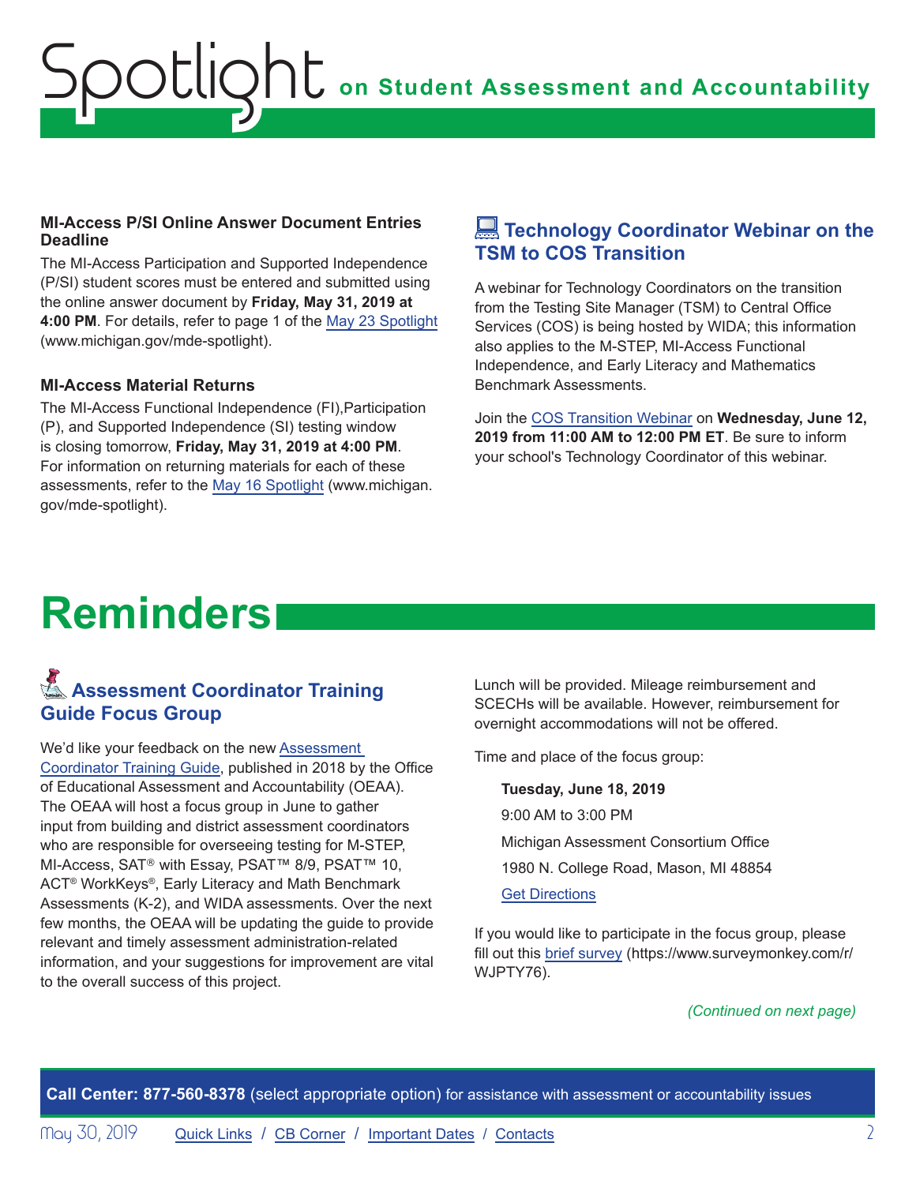### MI-Access P/SI Online Answer Document Entries Deadline

The MI-Access Participation and Supported Independence (P/SI) student scores must be entered and submitted using the online answer document by **Friday, May 31, 2019 at 4:00 PM**. For details, refer to page 1 of the May 23 Spotlight (www.michigan.gov/mde-spotlight).

### MI-Access Material Returns

The MI-Access Functional Independence (FI),Participation (P), and Supported Independence (SI) testing window is closing tomorrow, **Friday, May 31, 2019 at 4:00 PM**. For information on returning materials for each of these assessments, refer to the May 16 Spotlight (www.michigan.gov/mde-spotlight).

### Technology Coordinator Webinar on the TSM to COS Transition

A webinar for Technology Coordinators on the transition from the Testing Site Manager (TSM) to Central Office Services (COS) is being hosted by WIDA; this information also applies to the M-STEP, MI-Access Functional Independence, and Early Literacy and Mathematics Benchmark Assessments.

Join the COS Transition Webinar on **Wednesday, June 12, 2019 from 11:00 AM to 12:00 PM ET**. Be sure to inform your school's Technology Coordinator of this webinar.

# Reminders

## Assessment Coordinator Training Guide Focus Group

We'd like your feedback on the new Assessment Coordinator Training Guide, published in 2018 by the Office of Educational Assessment and Accountability (OEAA). The OEAA will host a focus group in June to gather input from building and district assessment coordinators who are responsible for overseeing testing for M-STEP, MI-Access, SAT® with Essay, PSAT™ 8/9, PSAT™ 10, ACT® WorkKeys®, Early Literacy and Math Benchmark Assessments (K-2), and WIDA assessments. Over the next few months, the OEAA will be updating the guide to provide relevant and timely assessment administration-related information, and your suggestions for improvement are vital to the overall success of this project.

Lunch will be provided. Mileage reimbursement and SCECHs will be available. However, reimbursement for overnight accommodations will not be offered.

Time and place of the focus group:

**Tuesday, June 18, 2019**

9:00 AM to 3:00 PM

Michigan Assessment Consortium Office

1980 N. College Road, Mason, MI 48854

Get Directions

If you would like to participate in the focus group, please fill out this brief survey (https://www.surveymonkey.com/r/WJPTY76).

*(Continued on next page)*

**Call Center: 877-560-8378** (select appropriate option) for assistance with assessment or accountability issues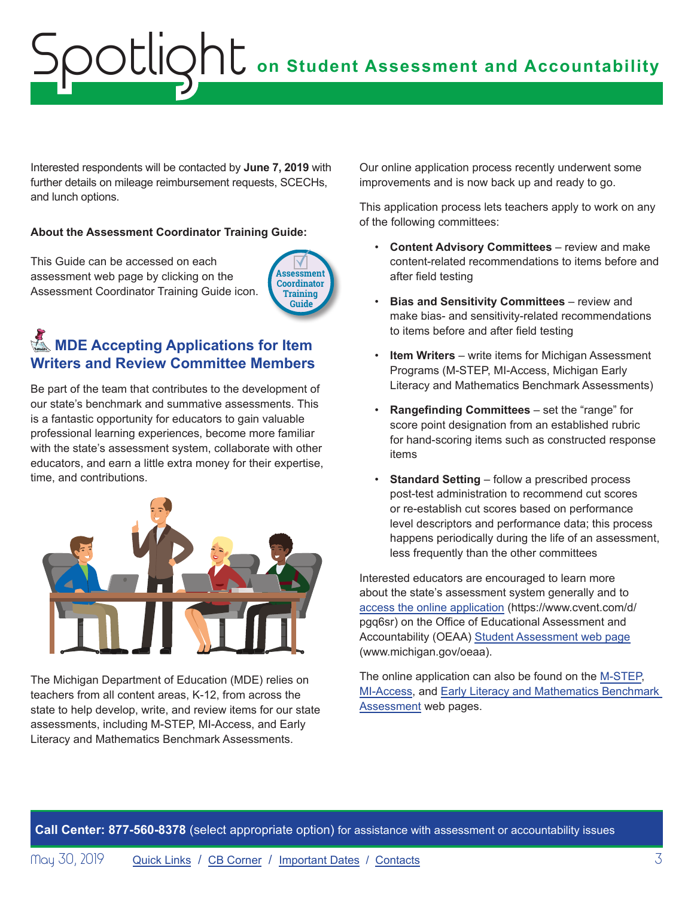Interested respondents will be contacted by **June 7, 2019** with further details on mileage reimbursement requests, SCECHs, and lunch options.

**About the Assessment Coordinator Training Guide:**

This Guide can be accessed on each assessment web page by clicking on the Assessment Coordinator Training Guide icon.

## MDE Accepting Applications for Item Writers and Review Committee Members

Be part of the team that contributes to the development of our state's benchmark and summative assessments. This is a fantastic opportunity for educators to gain valuable professional learning experiences, become more familiar with the state's assessment system, collaborate with other educators, and earn a little extra money for their expertise, time, and contributions.

The Michigan Department of Education (MDE) relies on teachers from all content areas, K-12, from across the state to help develop, write, and review items for our state assessments, including M-STEP, MI-Access, and Early Literacy and Mathematics Benchmark Assessments.

Our online application process recently underwent some improvements and is now back up and ready to go.

This application process lets teachers apply to work on any of the following committees:

- **Content Advisory Committees** – review and make content-related recommendations to items before and after field testing
- **Bias and Sensitivity Committees** – review and make bias- and sensitivity-related recommendations to items before and after field testing
- **Item Writers** – write items for Michigan Assessment Programs (M-STEP, MI-Access, Michigan Early Literacy and Mathematics Benchmark Assessments)
- **Rangefinding Committees** – set the "range" for score point designation from an established rubric for hand-scoring items such as constructed response items
- **Standard Setting** – follow a prescribed process post-test administration to recommend cut scores or re-establish cut scores based on performance level descriptors and performance data; this process happens periodically during the life of an assessment, less frequently than the other committees

Interested educators are encouraged to learn more about the state's assessment system generally and to access the online application (https://www.cvent.com/d/pgq6sr) on the Office of Educational Assessment and Accountability (OEAA) Student Assessment web page (www.michigan.gov/oeaa).

The online application can also be found on the M-STEP, MI-Access, and Early Literacy and Mathematics Benchmark Assessment web pages.

**Call Center: 877-560-8378** (select appropriate option) for assistance with assessment or accountability issues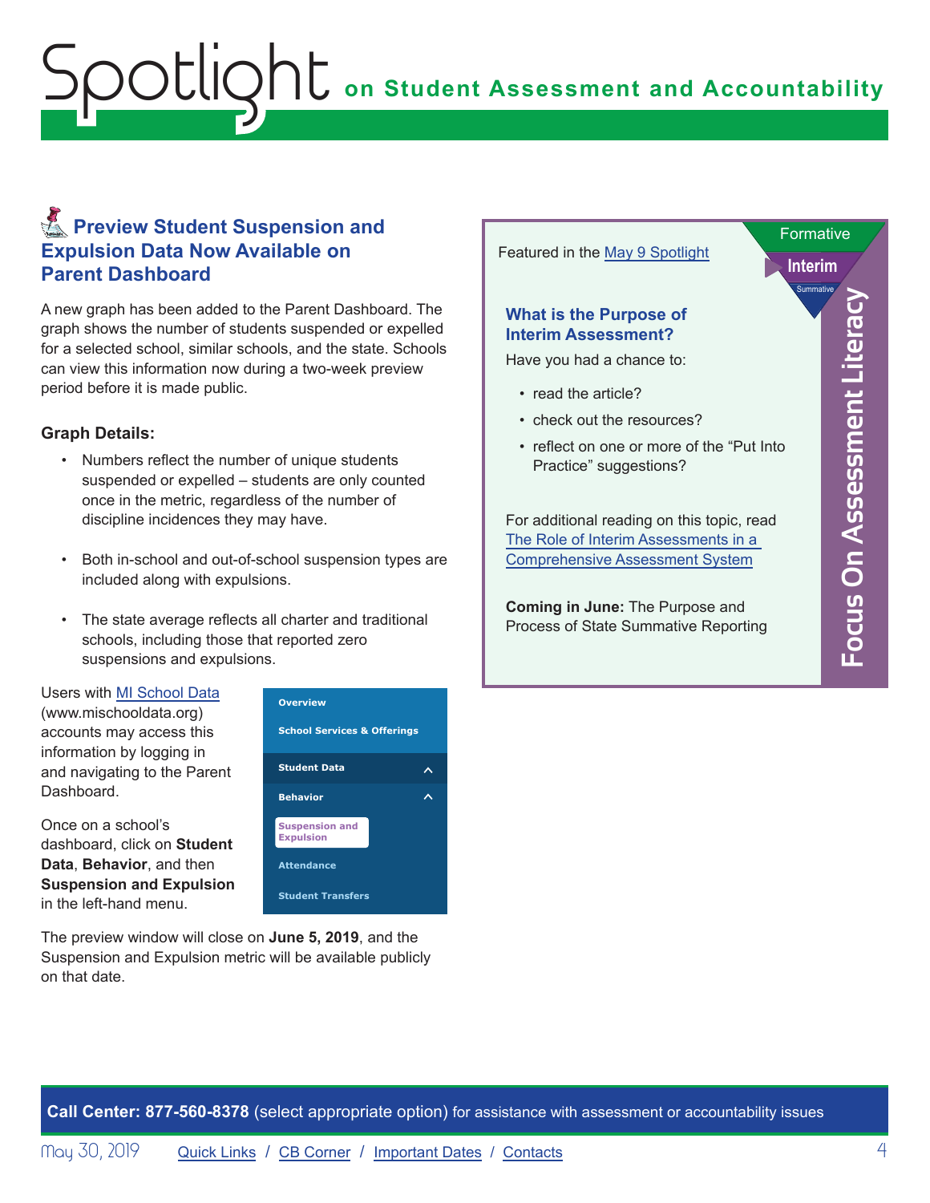## Preview Student Suspension and Expulsion Data Now Available on Parent Dashboard

A new graph has been added to the Parent Dashboard. The graph shows the number of students suspended or expelled for a selected school, similar schools, and the state. Schools can view this information now during a two-week preview period before it is made public.

**Graph Details:**

- Numbers reflect the number of unique students suspended or expelled – students are only counted once in the metric, regardless of the number of discipline incidences they may have.
- Both in-school and out-of-school suspension types are included along with expulsions.
- The state average reflects all charter and traditional schools, including those that reported zero suspensions and expulsions.

Users with MI School Data (www.mischooldata.org) accounts may access this information by logging in and navigating to the Parent Dashboard.

Once on a school's dashboard, click on **Student Data**, **Behavior**, and then **Suspension and Expulsion** in the left-hand menu.

- Overview
- School Services & Offerings
- Student Data
- Behavior
- Suspension and Expulsion
- Attendance
- Student Transfers

The preview window will close on **June 5, 2019**, and the Suspension and Expulsion metric will be available publicly on that date.

## Focus On Assessment Literacy

Formative / Interim / Summative

Featured in the May 9 Spotlight

### What is the Purpose of Interim Assessment?

Have you had a chance to:

- read the article?
- check out the resources?
- reflect on one or more of the "Put Into Practice" suggestions?

For additional reading on this topic, read The Role of Interim Assessments in a Comprehensive Assessment System

**Coming in June:** The Purpose and Process of State Summative Reporting

**Call Center: 877-560-8378** (select appropriate option) for assistance with assessment or accountability issues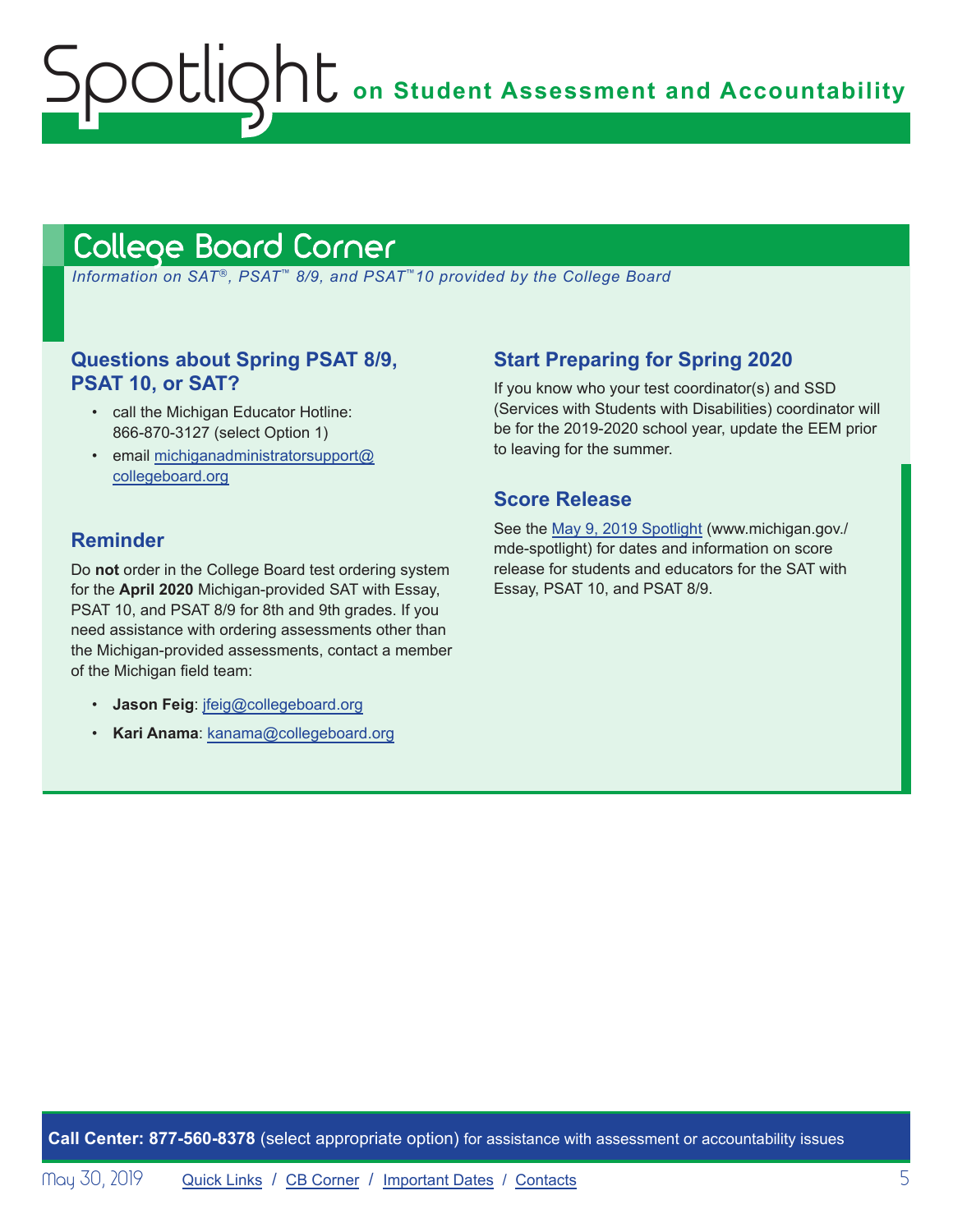## College Board Corner

*Information on SAT®, PSAT™ 8/9, and PSAT™10 provided by the College Board*

### Questions about Spring PSAT 8/9, PSAT 10, or SAT?

- call the Michigan Educator Hotline: 866-870-3127 (select Option 1)
- email michiganadministratorsupport@collegeboard.org

### Reminder

Do **not** order in the College Board test ordering system for the **April 2020** Michigan-provided SAT with Essay, PSAT 10, and PSAT 8/9 for 8th and 9th grades. If you need assistance with ordering assessments other than the Michigan-provided assessments, contact a member of the Michigan field team:

- **Jason Feig**: jfeig@collegeboard.org
- **Kari Anama**: kanama@collegeboard.org

### Start Preparing for Spring 2020

If you know who your test coordinator(s) and SSD (Services with Students with Disabilities) coordinator will be for the 2019-2020 school year, update the EEM prior to leaving for the summer.

### Score Release

See the May 9, 2019 Spotlight (www.michigan.gov./mde-spotlight) for dates and information on score release for students and educators for the SAT with Essay, PSAT 10, and PSAT 8/9.

**Call Center: 877-560-8378** (select appropriate option) for assistance with assessment or accountability issues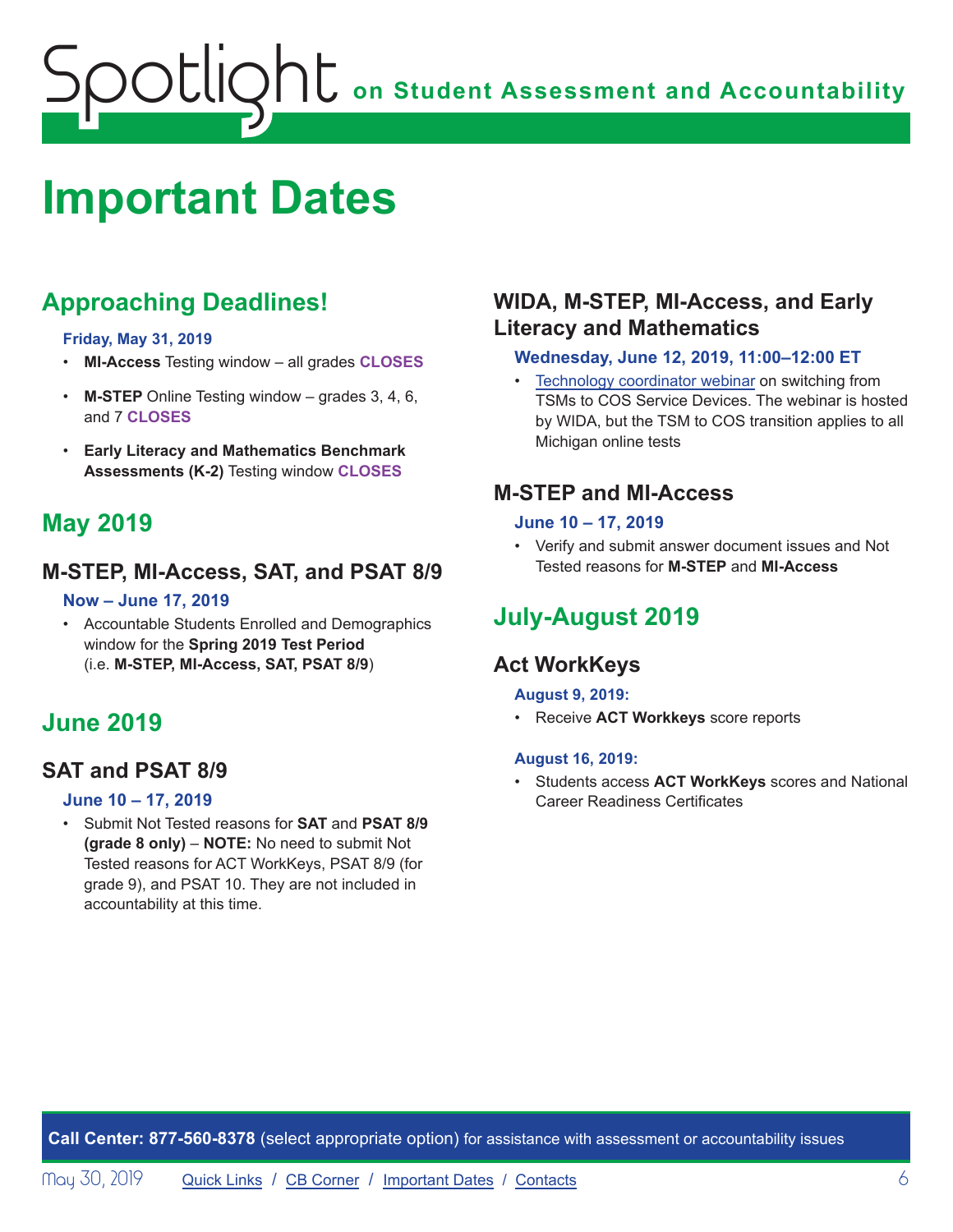# Important Dates

## Approaching Deadlines!

**Friday, May 31, 2019**

- **MI-Access** Testing window – all grades **CLOSES**
- **M-STEP** Online Testing window – grades 3, 4, 6, and 7 **CLOSES**
- **Early Literacy and Mathematics Benchmark Assessments (K-2)** Testing window **CLOSES**

## May 2019

### M-STEP, MI-Access, SAT, and PSAT 8/9

**Now – June 17, 2019**

- Accountable Students Enrolled and Demographics window for the **Spring 2019 Test Period** (i.e. **M-STEP, MI-Access, SAT, PSAT 8/9**)

## June 2019

### SAT and PSAT 8/9

**June 10 – 17, 2019**

- Submit Not Tested reasons for **SAT** and **PSAT 8/9 (grade 8 only)** – **NOTE:** No need to submit Not Tested reasons for ACT WorkKeys, PSAT 8/9 (for grade 9), and PSAT 10. They are not included in accountability at this time.

### WIDA, M-STEP, MI-Access, and Early Literacy and Mathematics

**Wednesday, June 12, 2019, 11:00–12:00 ET**

- Technology coordinator webinar on switching from TSMs to COS Service Devices. The webinar is hosted by WIDA, but the TSM to COS transition applies to all Michigan online tests

### M-STEP and MI-Access

**June 10 – 17, 2019**

- Verify and submit answer document issues and Not Tested reasons for **M-STEP** and **MI-Access**

## July-August 2019

### Act WorkKeys

**August 9, 2019:**

- Receive **ACT Workkeys** score reports

**August 16, 2019:**

- Students access **ACT WorkKeys** scores and National Career Readiness Certificates

**Call Center: 877-560-8378** (select appropriate option) for assistance with assessment or accountability issues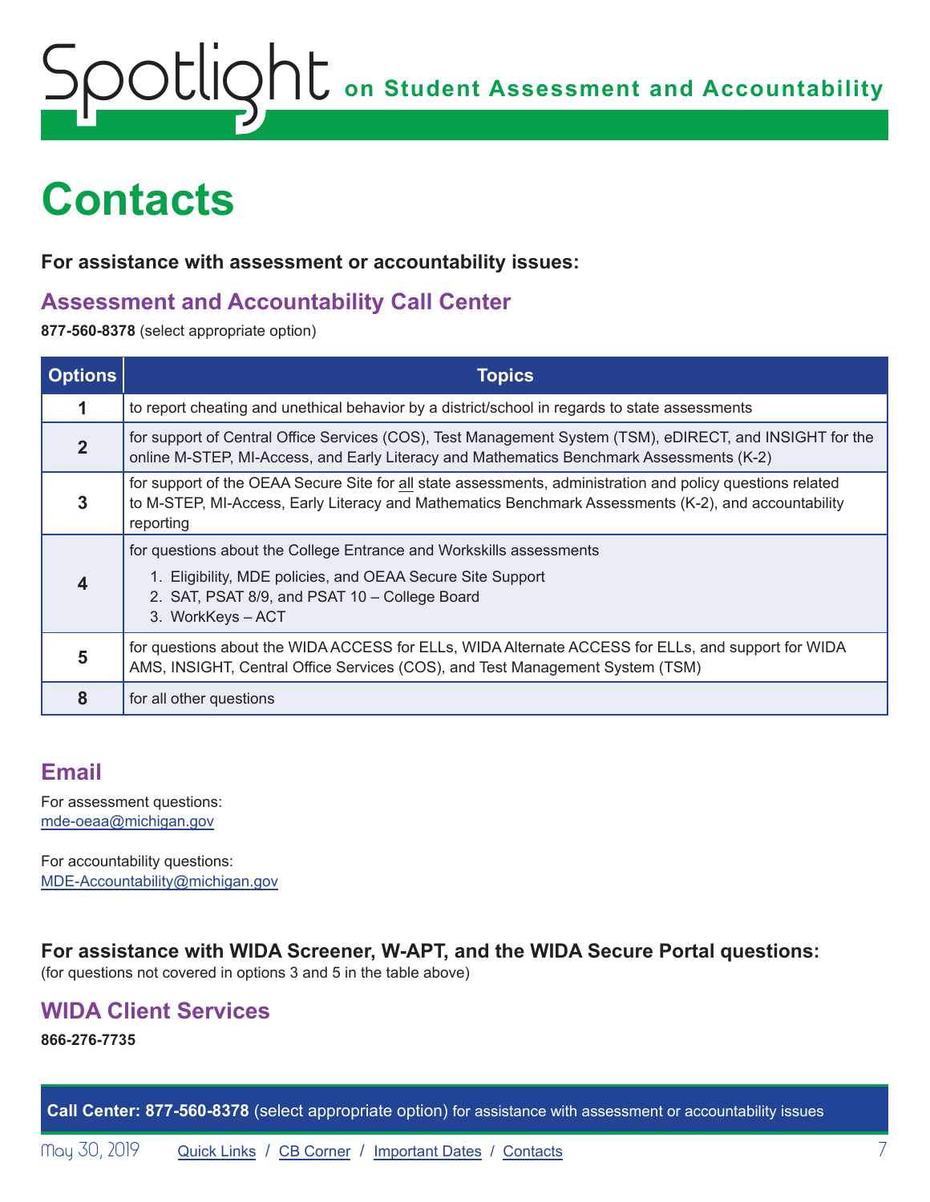# Contacts

**For assistance with assessment or accountability issues:**

## Assessment and Accountability Call Center

**877-560-8378** (select appropriate option)

| Options | Topics |
|---|---|
| **1** | to report cheating and unethical behavior by a district/school in regards to state assessments |
| **2** | for support of Central Office Services (COS), Test Management System (TSM), eDIRECT, and INSIGHT for the online M-STEP, MI-Access, and Early Literacy and Mathematics Benchmark Assessments (K-2) |
| **3** | for support of the OEAA Secure Site for all state assessments, administration and policy questions related to M-STEP, MI-Access, Early Literacy and Mathematics Benchmark Assessments (K-2), and accountability reporting |
| **4** | for questions about the College Entrance and Workskills assessments<br>1. Eligibility, MDE policies, and OEAA Secure Site Support<br>2. SAT, PSAT 8/9, and PSAT 10 – College Board<br>3. WorkKeys – ACT |
| **5** | for questions about the WIDA ACCESS for ELLs, WIDA Alternate ACCESS for ELLs, and support for WIDA AMS, INSIGHT, Central Office Services (COS), and Test Management System (TSM) |
| **8** | for all other questions |

## Email

For assessment questions:
mde-oeaa@michigan.gov

For accountability questions:
MDE-Accountability@michigan.gov

**For assistance with WIDA Screener, W-APT, and the WIDA Secure Portal questions:**
(for questions not covered in options 3 and 5 in the table above)

## WIDA Client Services

**866-276-7735**

**Call Center: 877-560-8378** (select appropriate option) for assistance with assessment or accountability issues